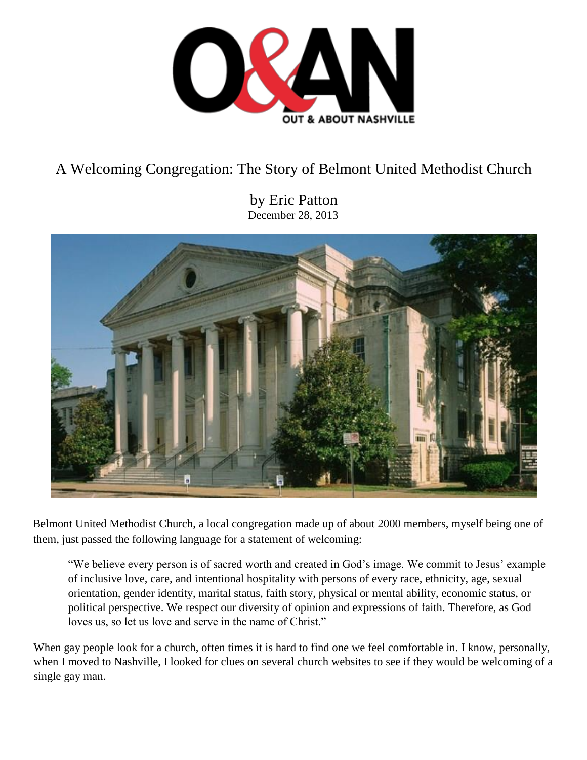# A Welcoming Congregation: The Story of Belmont United Methodist Church

by Eric Patton
December 28, 2013

Belmont United Methodist Church, a local congregation made up of about 2000 members, myself being one of them, just passed the following language for a statement of welcoming:

> "We believe every person is of sacred worth and created in God's image. We commit to Jesus' example of inclusive love, care, and intentional hospitality with persons of every race, ethnicity, age, sexual orientation, gender identity, marital status, faith story, physical or mental ability, economic status, or political perspective. We respect our diversity of opinion and expressions of faith. Therefore, as God loves us, so let us love and serve in the name of Christ."

When gay people look for a church, often times it is hard to find one we feel comfortable in. I know, personally, when I moved to Nashville, I looked for clues on several church websites to see if they would be welcoming of a single gay man.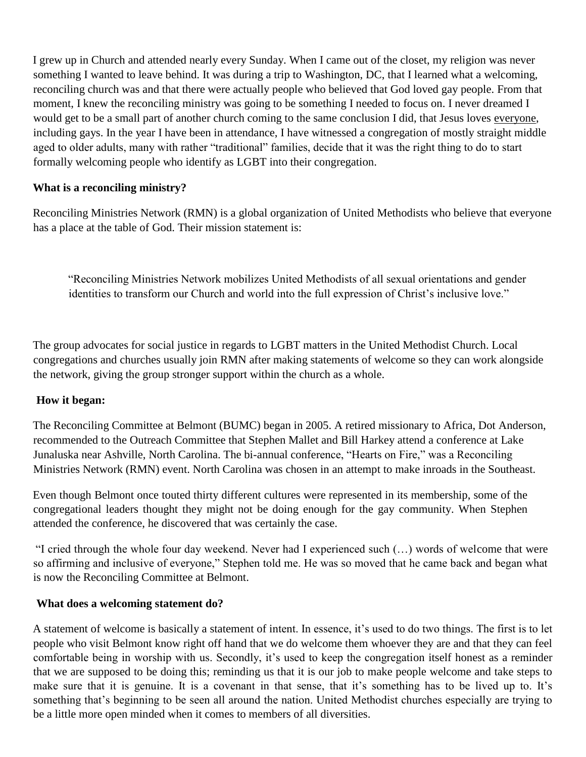I grew up in Church and attended nearly every Sunday. When I came out of the closet, my religion was never something I wanted to leave behind. It was during a trip to Washington, DC, that I learned what a welcoming, reconciling church was and that there were actually people who believed that God loved gay people. From that moment, I knew the reconciling ministry was going to be something I needed to focus on. I never dreamed I would get to be a small part of another church coming to the same conclusion I did, that Jesus loves <u>everyone</u>, including gays. In the year I have been in attendance, I have witnessed a congregation of mostly straight middle aged to older adults, many with rather "traditional" families, decide that it was the right thing to do to start formally welcoming people who identify as LGBT into their congregation.

**What is a reconciling ministry?**

Reconciling Ministries Network (RMN) is a global organization of United Methodists who believe that everyone has a place at the table of God. Their mission statement is:

> "Reconciling Ministries Network mobilizes United Methodists of all sexual orientations and gender identities to transform our Church and world into the full expression of Christ's inclusive love."

The group advocates for social justice in regards to LGBT matters in the United Methodist Church. Local congregations and churches usually join RMN after making statements of welcome so they can work alongside the network, giving the group stronger support within the church as a whole.

**How it began:**

The Reconciling Committee at Belmont (BUMC) began in 2005. A retired missionary to Africa, Dot Anderson, recommended to the Outreach Committee that Stephen Mallet and Bill Harkey attend a conference at Lake Junaluska near Ashville, North Carolina. The bi-annual conference, "Hearts on Fire," was a Reconciling Ministries Network (RMN) event. North Carolina was chosen in an attempt to make inroads in the Southeast.

Even though Belmont once touted thirty different cultures were represented in its membership, some of the congregational leaders thought they might not be doing enough for the gay community. When Stephen attended the conference, he discovered that was certainly the case.

"I cried through the whole four day weekend. Never had I experienced such (…) words of welcome that were so affirming and inclusive of everyone," Stephen told me. He was so moved that he came back and began what is now the Reconciling Committee at Belmont.

**What does a welcoming statement do?**

A statement of welcome is basically a statement of intent. In essence, it's used to do two things. The first is to let people who visit Belmont know right off hand that we do welcome them whoever they are and that they can feel comfortable being in worship with us. Secondly, it's used to keep the congregation itself honest as a reminder that we are supposed to be doing this; reminding us that it is our job to make people welcome and take steps to make sure that it is genuine. It is a covenant in that sense, that it's something has to be lived up to. It's something that's beginning to be seen all around the nation. United Methodist churches especially are trying to be a little more open minded when it comes to members of all diversities.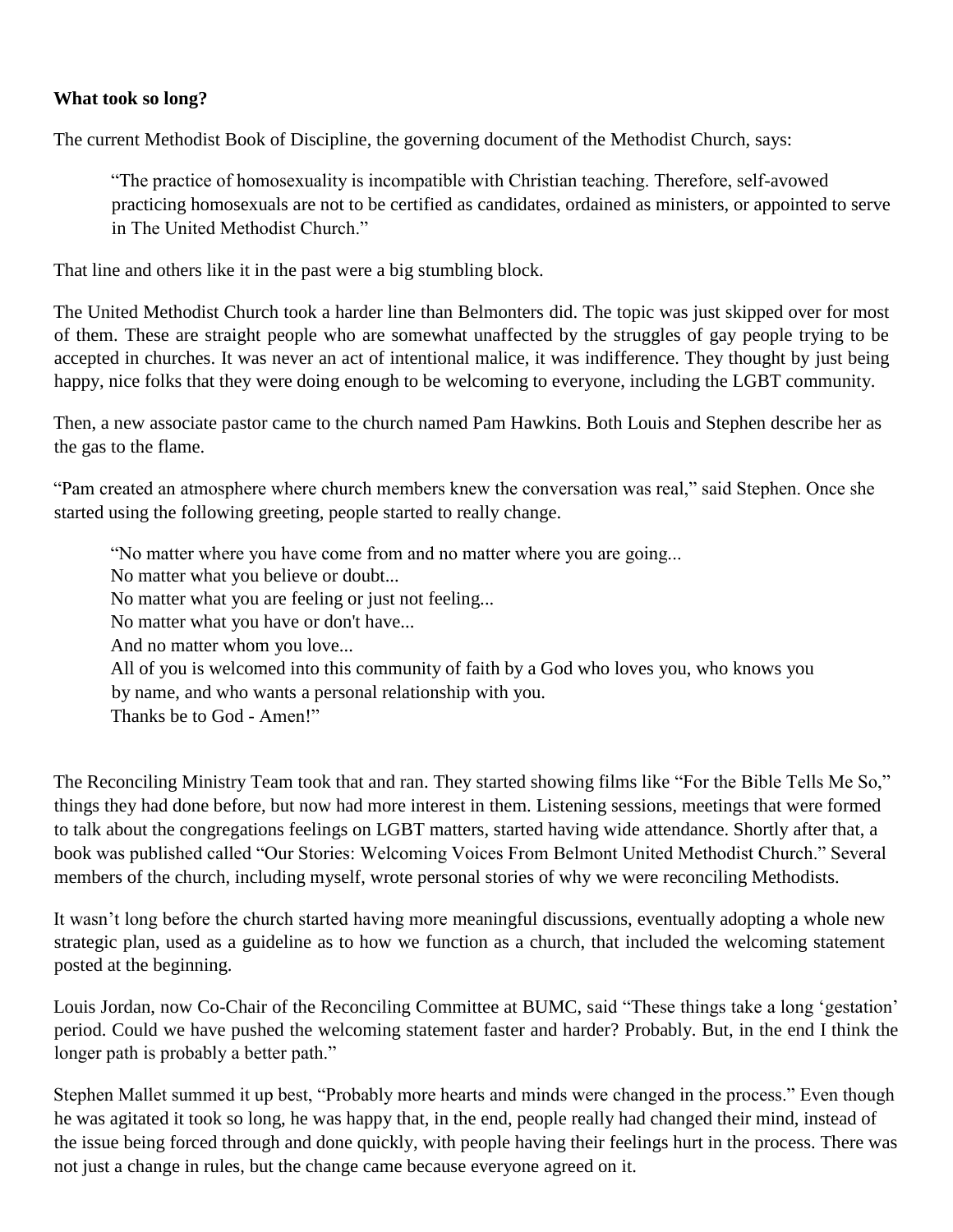**What took so long?**

The current Methodist Book of Discipline, the governing document of the Methodist Church, says:

> "The practice of homosexuality is incompatible with Christian teaching. Therefore, self-avowed practicing homosexuals are not to be certified as candidates, ordained as ministers, or appointed to serve in The United Methodist Church."

That line and others like it in the past were a big stumbling block.

The United Methodist Church took a harder line than Belmonters did. The topic was just skipped over for most of them. These are straight people who are somewhat unaffected by the struggles of gay people trying to be accepted in churches. It was never an act of intentional malice, it was indifference. They thought by just being happy, nice folks that they were doing enough to be welcoming to everyone, including the LGBT community.

Then, a new associate pastor came to the church named Pam Hawkins. Both Louis and Stephen describe her as the gas to the flame.

"Pam created an atmosphere where church members knew the conversation was real," said Stephen. Once she started using the following greeting, people started to really change.

> "No matter where you have come from and no matter where you are going...
> No matter what you believe or doubt...
> No matter what you are feeling or just not feeling...
> No matter what you have or don't have...
> And no matter whom you love...
> All of you is welcomed into this community of faith by a God who loves you, who knows you by name, and who wants a personal relationship with you.
> Thanks be to God - Amen!"

The Reconciling Ministry Team took that and ran. They started showing films like "For the Bible Tells Me So," things they had done before, but now had more interest in them. Listening sessions, meetings that were formed to talk about the congregations feelings on LGBT matters, started having wide attendance. Shortly after that, a book was published called "Our Stories: Welcoming Voices From Belmont United Methodist Church." Several members of the church, including myself, wrote personal stories of why we were reconciling Methodists.

It wasn't long before the church started having more meaningful discussions, eventually adopting a whole new strategic plan, used as a guideline as to how we function as a church, that included the welcoming statement posted at the beginning.

Louis Jordan, now Co-Chair of the Reconciling Committee at BUMC, said "These things take a long 'gestation' period. Could we have pushed the welcoming statement faster and harder? Probably. But, in the end I think the longer path is probably a better path."

Stephen Mallet summed it up best, "Probably more hearts and minds were changed in the process." Even though he was agitated it took so long, he was happy that, in the end, people really had changed their mind, instead of the issue being forced through and done quickly, with people having their feelings hurt in the process. There was not just a change in rules, but the change came because everyone agreed on it.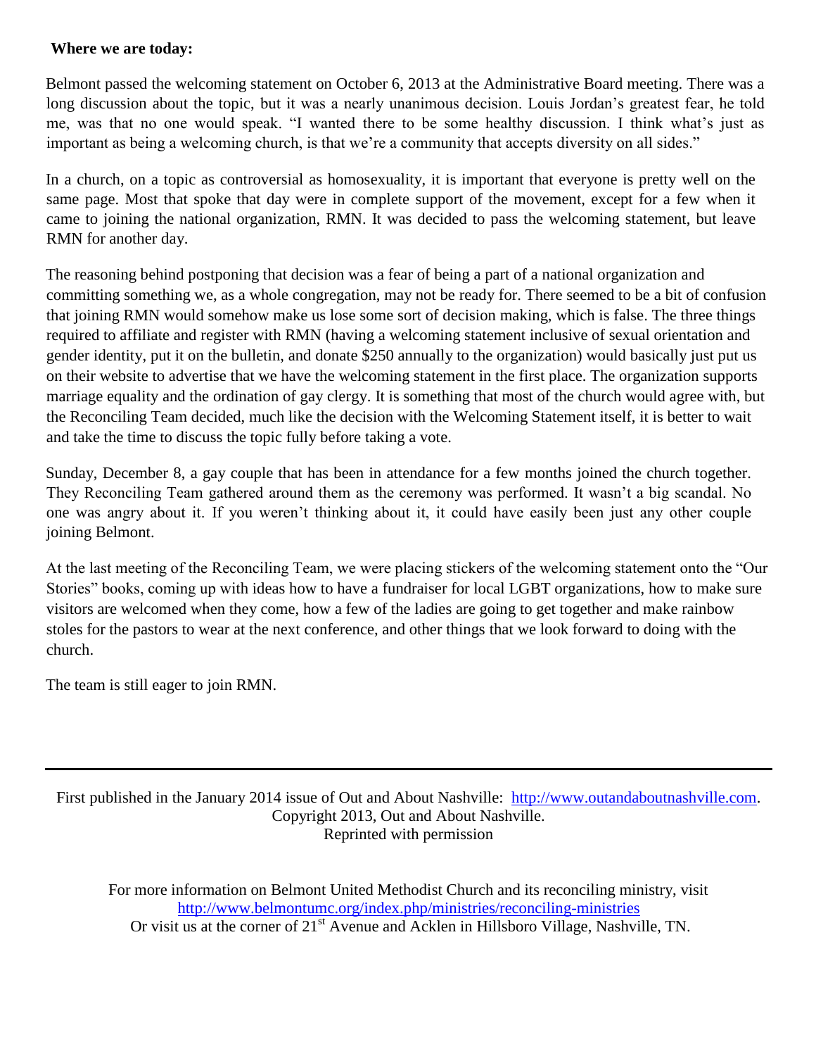**Where we are today:**

Belmont passed the welcoming statement on October 6, 2013 at the Administrative Board meeting. There was a long discussion about the topic, but it was a nearly unanimous decision. Louis Jordan's greatest fear, he told me, was that no one would speak. "I wanted there to be some healthy discussion. I think what's just as important as being a welcoming church, is that we're a community that accepts diversity on all sides."

In a church, on a topic as controversial as homosexuality, it is important that everyone is pretty well on the same page. Most that spoke that day were in complete support of the movement, except for a few when it came to joining the national organization, RMN. It was decided to pass the welcoming statement, but leave RMN for another day.

The reasoning behind postponing that decision was a fear of being a part of a national organization and committing something we, as a whole congregation, may not be ready for. There seemed to be a bit of confusion that joining RMN would somehow make us lose some sort of decision making, which is false. The three things required to affiliate and register with RMN (having a welcoming statement inclusive of sexual orientation and gender identity, put it on the bulletin, and donate $250 annually to the organization) would basically just put us on their website to advertise that we have the welcoming statement in the first place. The organization supports marriage equality and the ordination of gay clergy. It is something that most of the church would agree with, but the Reconciling Team decided, much like the decision with the Welcoming Statement itself, it is better to wait and take the time to discuss the topic fully before taking a vote.

Sunday, December 8, a gay couple that has been in attendance for a few months joined the church together. They Reconciling Team gathered around them as the ceremony was performed. It wasn't a big scandal. No one was angry about it. If you weren't thinking about it, it could have easily been just any other couple joining Belmont.

At the last meeting of the Reconciling Team, we were placing stickers of the welcoming statement onto the "Our Stories" books, coming up with ideas how to have a fundraiser for local LGBT organizations, how to make sure visitors are welcomed when they come, how a few of the ladies are going to get together and make rainbow stoles for the pastors to wear at the next conference, and other things that we look forward to doing with the church.

The team is still eager to join RMN.

---

First published in the January 2014 issue of Out and About Nashville: http://www.outandaboutnashville.com.
Copyright 2013, Out and About Nashville.
Reprinted with permission

For more information on Belmont United Methodist Church and its reconciling ministry, visit
http://www.belmontumc.org/index.php/ministries/reconciling-ministries
Or visit us at the corner of 21st Avenue and Acklen in Hillsboro Village, Nashville, TN.